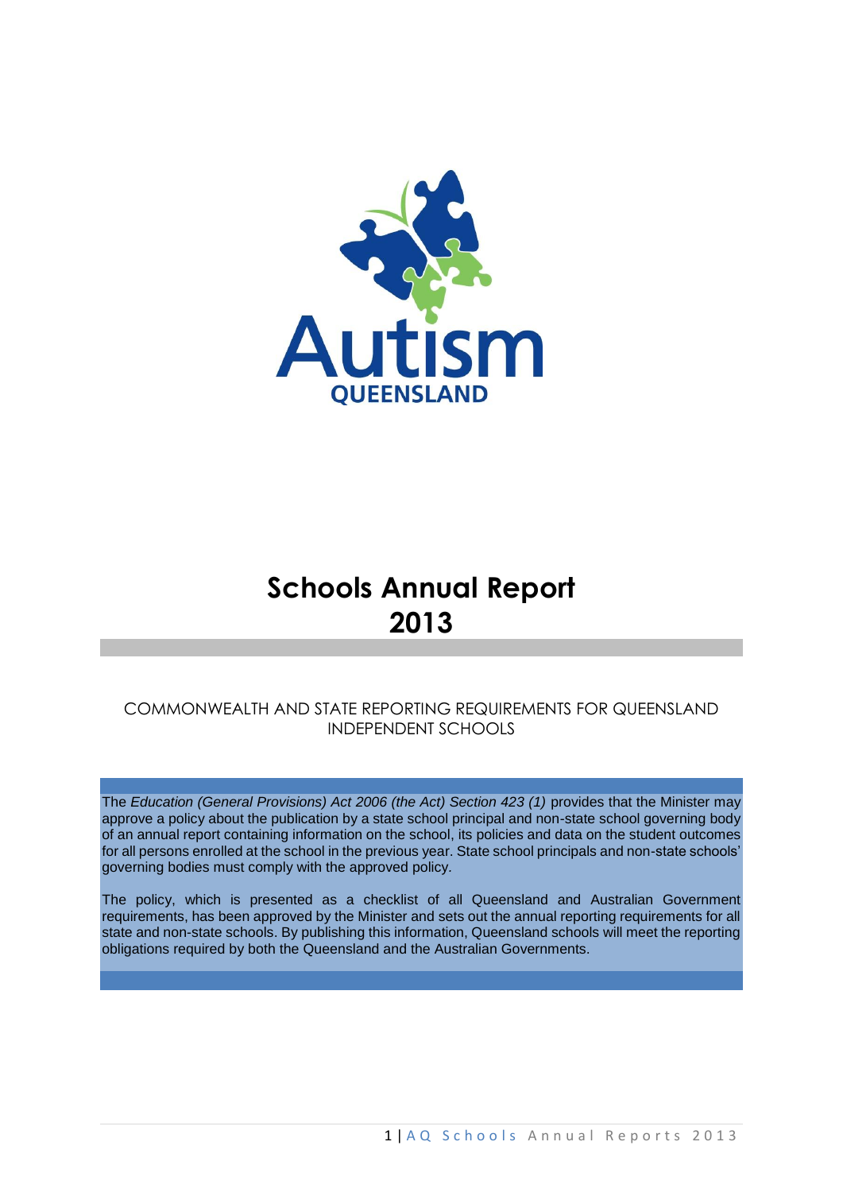Autism QUEENSLAND

# Schools Annual Report 2013

COMMONWEALTH AND STATE REPORTING REQUIREMENTS FOR QUEENSLAND INDEPENDENT SCHOOLS

The *Education (General Provisions) Act 2006 (the Act) Section 423 (1)* provides that the Minister may approve a policy about the publication by a state school principal and non-state school governing body of an annual report containing information on the school, its policies and data on the student outcomes for all persons enrolled at the school in the previous year. State school principals and non-state schools' governing bodies must comply with the approved policy.

The policy, which is presented as a checklist of all Queensland and Australian Government requirements, has been approved by the Minister and sets out the annual reporting requirements for all state and non-state schools. By publishing this information, Queensland schools will meet the reporting obligations required by both the Queensland and the Australian Governments.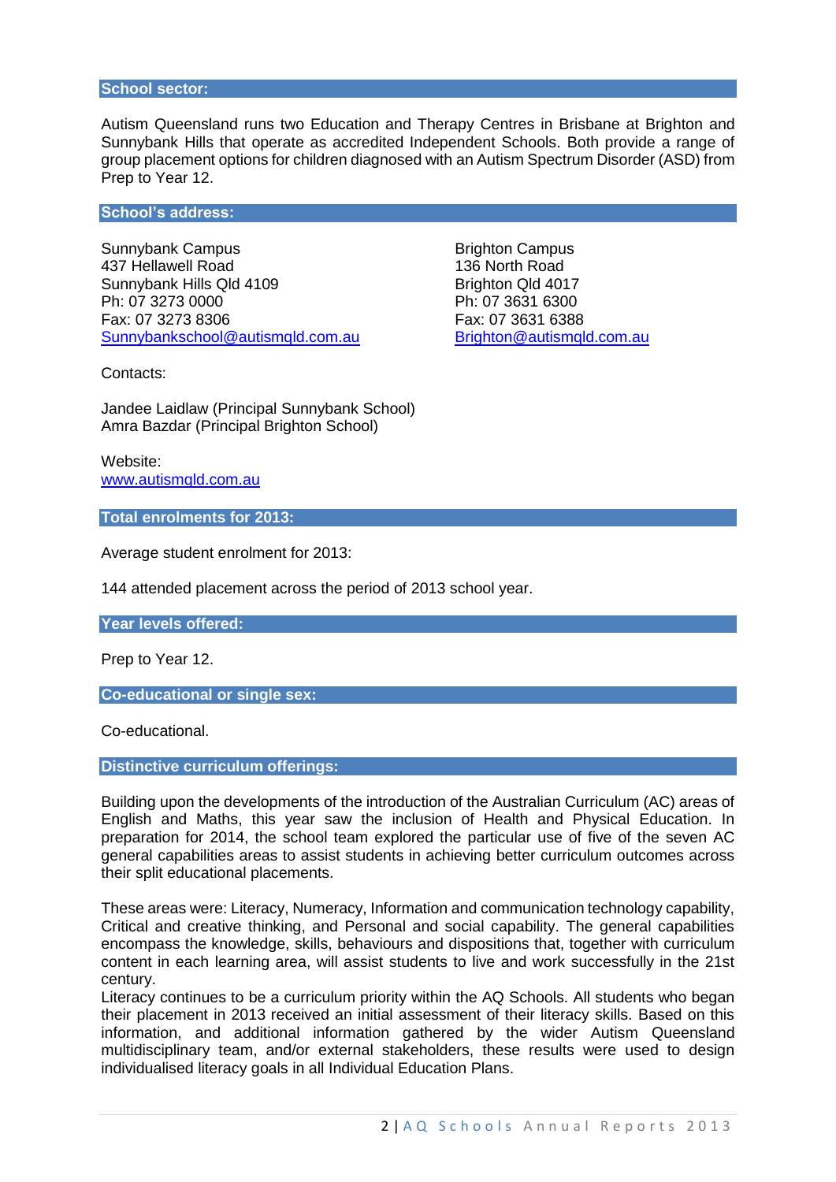## School sector:

Autism Queensland runs two Education and Therapy Centres in Brisbane at Brighton and Sunnybank Hills that operate as accredited Independent Schools. Both provide a range of group placement options for children diagnosed with an Autism Spectrum Disorder (ASD) from Prep to Year 12.

## School's address:

Sunnybank Campus
437 Hellawell Road
Sunnybank Hills Qld 4109
Ph: 07 3273 0000
Fax: 07 3273 8306
Sunnybankschool@autismqld.com.au

Brighton Campus
136 North Road
Brighton Qld 4017
Ph: 07 3631 6300
Fax: 07 3631 6388
Brighton@autismqld.com.au

Contacts:

Jandee Laidlaw (Principal Sunnybank School)
Amra Bazdar (Principal Brighton School)

Website:
www.autismqld.com.au

## Total enrolments for 2013:

Average student enrolment for 2013:

144 attended placement across the period of 2013 school year.

## Year levels offered:

Prep to Year 12.

## Co-educational or single sex:

Co-educational.

## Distinctive curriculum offerings:

Building upon the developments of the introduction of the Australian Curriculum (AC) areas of English and Maths, this year saw the inclusion of Health and Physical Education. In preparation for 2014, the school team explored the particular use of five of the seven AC general capabilities areas to assist students in achieving better curriculum outcomes across their split educational placements.

These areas were: Literacy, Numeracy, Information and communication technology capability, Critical and creative thinking, and Personal and social capability. The general capabilities encompass the knowledge, skills, behaviours and dispositions that, together with curriculum content in each learning area, will assist students to live and work successfully in the 21st century.
Literacy continues to be a curriculum priority within the AQ Schools. All students who began their placement in 2013 received an initial assessment of their literacy skills. Based on this information, and additional information gathered by the wider Autism Queensland multidisciplinary team, and/or external stakeholders, these results were used to design individualised literacy goals in all Individual Education Plans.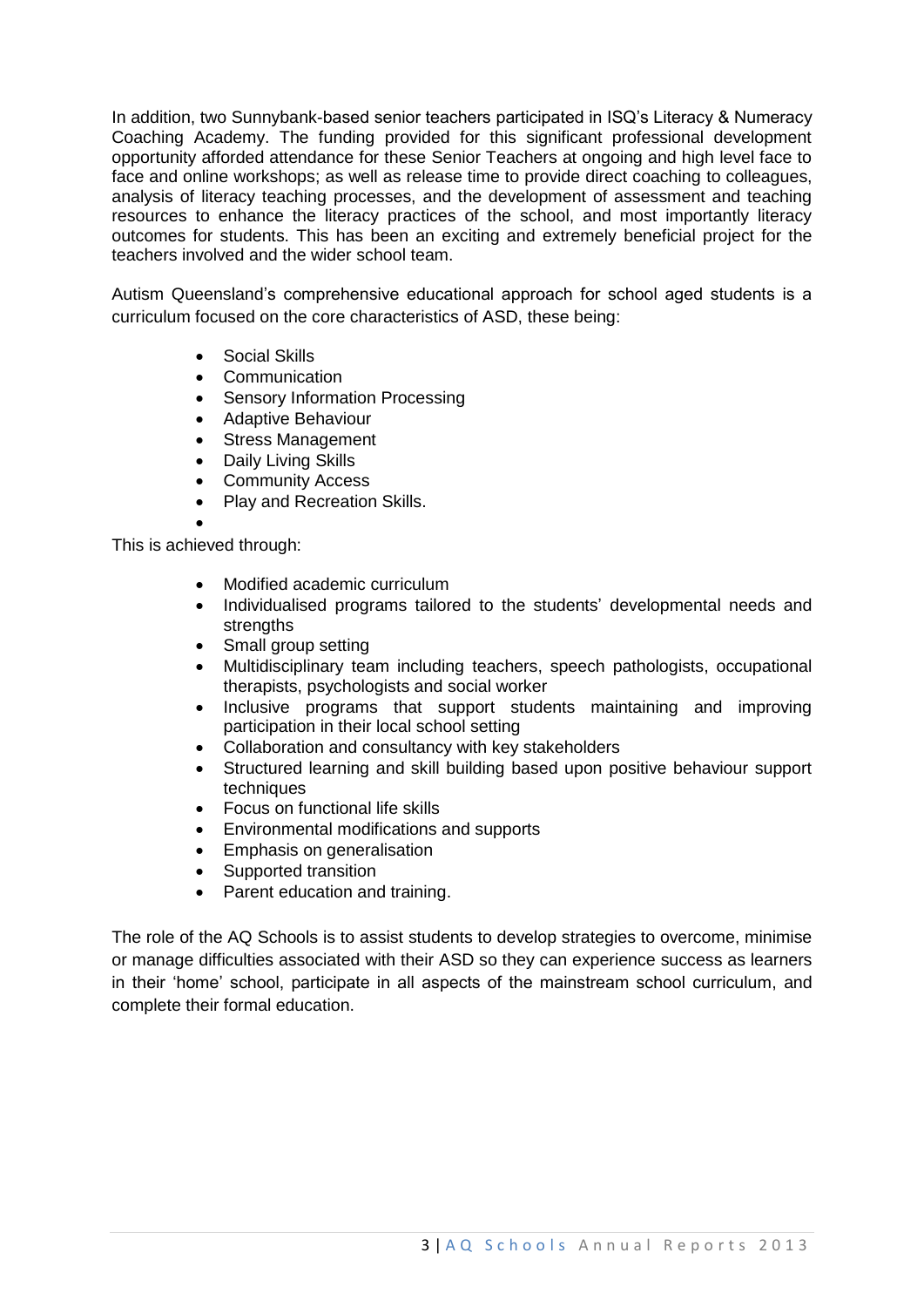In addition, two Sunnybank-based senior teachers participated in ISQ's Literacy & Numeracy Coaching Academy. The funding provided for this significant professional development opportunity afforded attendance for these Senior Teachers at ongoing and high level face to face and online workshops; as well as release time to provide direct coaching to colleagues, analysis of literacy teaching processes, and the development of assessment and teaching resources to enhance the literacy practices of the school, and most importantly literacy outcomes for students. This has been an exciting and extremely beneficial project for the teachers involved and the wider school team.

Autism Queensland's comprehensive educational approach for school aged students is a curriculum focused on the core characteristics of ASD, these being:

- Social Skills
- Communication
- Sensory Information Processing
- Adaptive Behaviour
- Stress Management
- Daily Living Skills
- Community Access
- Play and Recreation Skills.

This is achieved through:

- Modified academic curriculum
- Individualised programs tailored to the students' developmental needs and strengths
- Small group setting
- Multidisciplinary team including teachers, speech pathologists, occupational therapists, psychologists and social worker
- Inclusive programs that support students maintaining and improving participation in their local school setting
- Collaboration and consultancy with key stakeholders
- Structured learning and skill building based upon positive behaviour support techniques
- Focus on functional life skills
- Environmental modifications and supports
- Emphasis on generalisation
- Supported transition
- Parent education and training.

The role of the AQ Schools is to assist students to develop strategies to overcome, minimise or manage difficulties associated with their ASD so they can experience success as learners in their 'home' school, participate in all aspects of the mainstream school curriculum, and complete their formal education.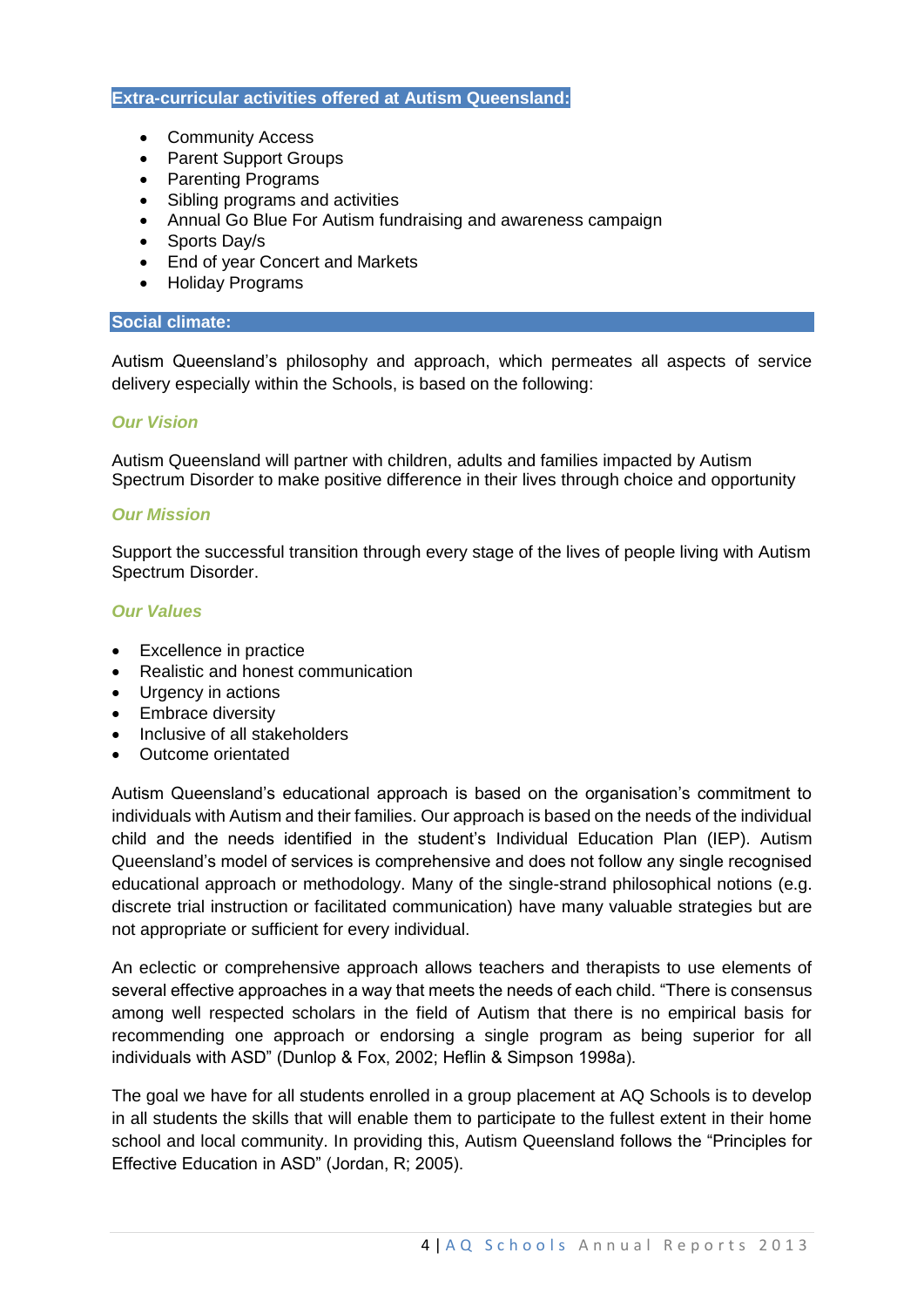## Extra-curricular activities offered at Autism Queensland:

- Community Access
- Parent Support Groups
- Parenting Programs
- Sibling programs and activities
- Annual Go Blue For Autism fundraising and awareness campaign
- Sports Day/s
- End of year Concert and Markets
- Holiday Programs

## Social climate:

Autism Queensland's philosophy and approach, which permeates all aspects of service delivery especially within the Schools, is based on the following:

### *Our Vision*

Autism Queensland will partner with children, adults and families impacted by Autism Spectrum Disorder to make positive difference in their lives through choice and opportunity

### *Our Mission*

Support the successful transition through every stage of the lives of people living with Autism Spectrum Disorder.

### *Our Values*

- Excellence in practice
- Realistic and honest communication
- Urgency in actions
- Embrace diversity
- Inclusive of all stakeholders
- Outcome orientated

Autism Queensland's educational approach is based on the organisation's commitment to individuals with Autism and their families. Our approach is based on the needs of the individual child and the needs identified in the student's Individual Education Plan (IEP). Autism Queensland's model of services is comprehensive and does not follow any single recognised educational approach or methodology. Many of the single-strand philosophical notions (e.g. discrete trial instruction or facilitated communication) have many valuable strategies but are not appropriate or sufficient for every individual.

An eclectic or comprehensive approach allows teachers and therapists to use elements of several effective approaches in a way that meets the needs of each child. "There is consensus among well respected scholars in the field of Autism that there is no empirical basis for recommending one approach or endorsing a single program as being superior for all individuals with ASD" (Dunlop & Fox, 2002; Heflin & Simpson 1998a).

The goal we have for all students enrolled in a group placement at AQ Schools is to develop in all students the skills that will enable them to participate to the fullest extent in their home school and local community. In providing this, Autism Queensland follows the "Principles for Effective Education in ASD" (Jordan, R; 2005).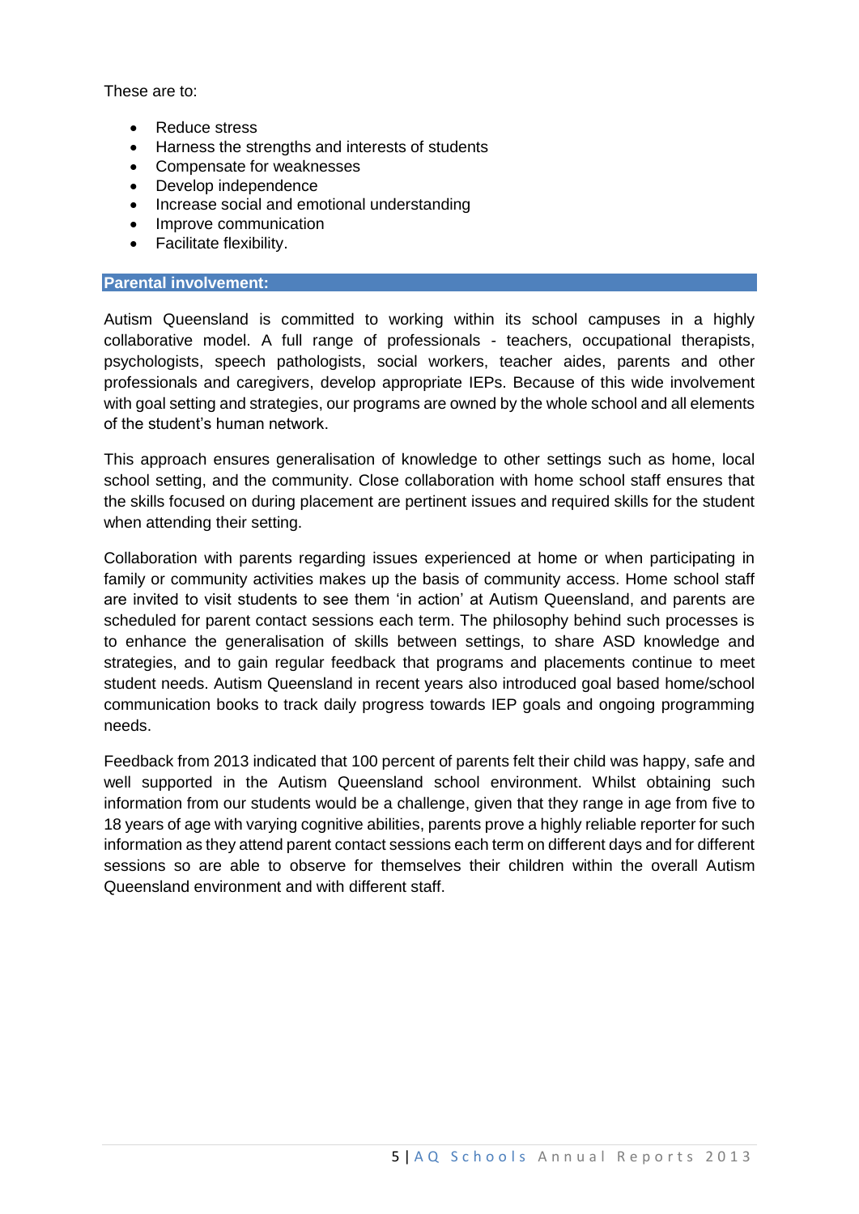These are to:

- Reduce stress
- Harness the strengths and interests of students
- Compensate for weaknesses
- Develop independence
- Increase social and emotional understanding
- Improve communication
- Facilitate flexibility.

## Parental involvement:

Autism Queensland is committed to working within its school campuses in a highly collaborative model. A full range of professionals - teachers, occupational therapists, psychologists, speech pathologists, social workers, teacher aides, parents and other professionals and caregivers, develop appropriate IEPs. Because of this wide involvement with goal setting and strategies, our programs are owned by the whole school and all elements of the student's human network.

This approach ensures generalisation of knowledge to other settings such as home, local school setting, and the community. Close collaboration with home school staff ensures that the skills focused on during placement are pertinent issues and required skills for the student when attending their setting.

Collaboration with parents regarding issues experienced at home or when participating in family or community activities makes up the basis of community access. Home school staff are invited to visit students to see them 'in action' at Autism Queensland, and parents are scheduled for parent contact sessions each term. The philosophy behind such processes is to enhance the generalisation of skills between settings, to share ASD knowledge and strategies, and to gain regular feedback that programs and placements continue to meet student needs. Autism Queensland in recent years also introduced goal based home/school communication books to track daily progress towards IEP goals and ongoing programming needs.

Feedback from 2013 indicated that 100 percent of parents felt their child was happy, safe and well supported in the Autism Queensland school environment. Whilst obtaining such information from our students would be a challenge, given that they range in age from five to 18 years of age with varying cognitive abilities, parents prove a highly reliable reporter for such information as they attend parent contact sessions each term on different days and for different sessions so are able to observe for themselves their children within the overall Autism Queensland environment and with different staff.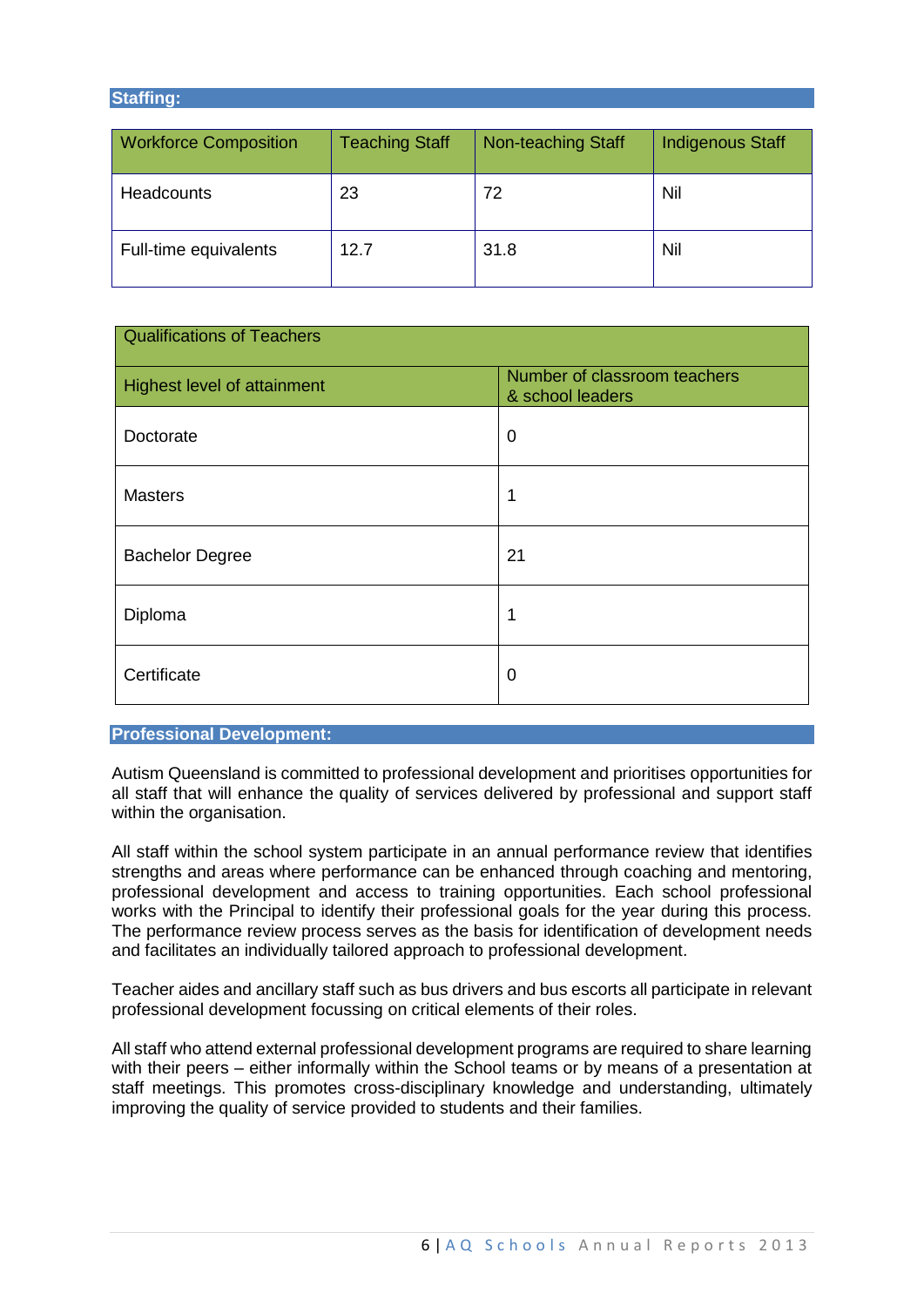## Staffing:

| Workforce Composition | Teaching Staff | Non-teaching Staff | Indigenous Staff |
|---|---|---|---|
| Headcounts | 23 | 72 | Nil |
| Full-time equivalents | 12.7 | 31.8 | Nil |

| Qualifications of Teachers | |
|---|---|
| Highest level of attainment | Number of classroom teachers & school leaders |
| Doctorate | 0 |
| Masters | 1 |
| Bachelor Degree | 21 |
| Diploma | 1 |
| Certificate | 0 |

## Professional Development:

Autism Queensland is committed to professional development and prioritises opportunities for all staff that will enhance the quality of services delivered by professional and support staff within the organisation.

All staff within the school system participate in an annual performance review that identifies strengths and areas where performance can be enhanced through coaching and mentoring, professional development and access to training opportunities. Each school professional works with the Principal to identify their professional goals for the year during this process. The performance review process serves as the basis for identification of development needs and facilitates an individually tailored approach to professional development.

Teacher aides and ancillary staff such as bus drivers and bus escorts all participate in relevant professional development focussing on critical elements of their roles.

All staff who attend external professional development programs are required to share learning with their peers – either informally within the School teams or by means of a presentation at staff meetings. This promotes cross-disciplinary knowledge and understanding, ultimately improving the quality of service provided to students and their families.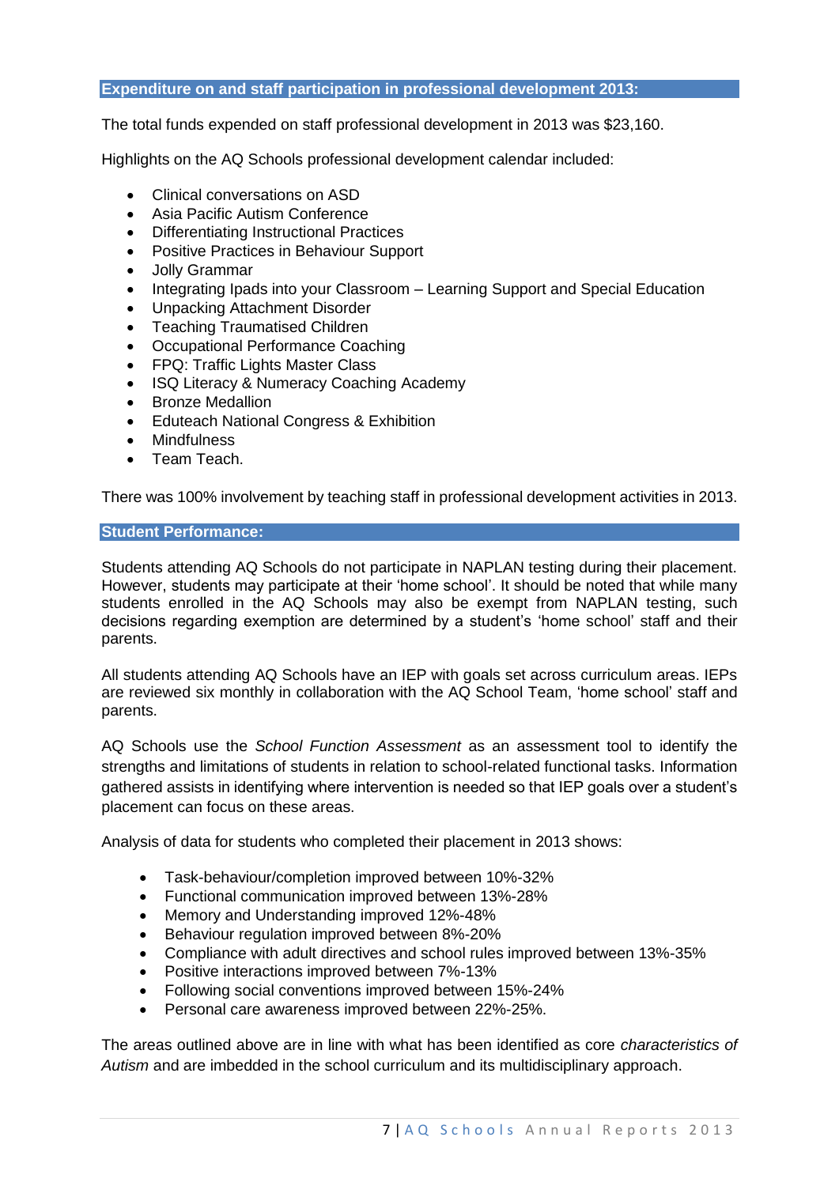## Expenditure on and staff participation in professional development 2013:

The total funds expended on staff professional development in 2013 was $23,160.

Highlights on the AQ Schools professional development calendar included:

- Clinical conversations on ASD
- Asia Pacific Autism Conference
- Differentiating Instructional Practices
- Positive Practices in Behaviour Support
- Jolly Grammar
- Integrating Ipads into your Classroom – Learning Support and Special Education
- Unpacking Attachment Disorder
- Teaching Traumatised Children
- Occupational Performance Coaching
- FPQ: Traffic Lights Master Class
- ISQ Literacy & Numeracy Coaching Academy
- Bronze Medallion
- Eduteach National Congress & Exhibition
- Mindfulness
- Team Teach.

There was 100% involvement by teaching staff in professional development activities in 2013.

## Student Performance:

Students attending AQ Schools do not participate in NAPLAN testing during their placement. However, students may participate at their 'home school'. It should be noted that while many students enrolled in the AQ Schools may also be exempt from NAPLAN testing, such decisions regarding exemption are determined by a student's 'home school' staff and their parents.

All students attending AQ Schools have an IEP with goals set across curriculum areas. IEPs are reviewed six monthly in collaboration with the AQ School Team, 'home school' staff and parents.

AQ Schools use the *School Function Assessment* as an assessment tool to identify the strengths and limitations of students in relation to school-related functional tasks. Information gathered assists in identifying where intervention is needed so that IEP goals over a student's placement can focus on these areas.

Analysis of data for students who completed their placement in 2013 shows:

- Task-behaviour/completion improved between 10%-32%
- Functional communication improved between 13%-28%
- Memory and Understanding improved 12%-48%
- Behaviour regulation improved between 8%-20%
- Compliance with adult directives and school rules improved between 13%-35%
- Positive interactions improved between 7%-13%
- Following social conventions improved between 15%-24%
- Personal care awareness improved between 22%-25%.

The areas outlined above are in line with what has been identified as core *characteristics of Autism* and are imbedded in the school curriculum and its multidisciplinary approach.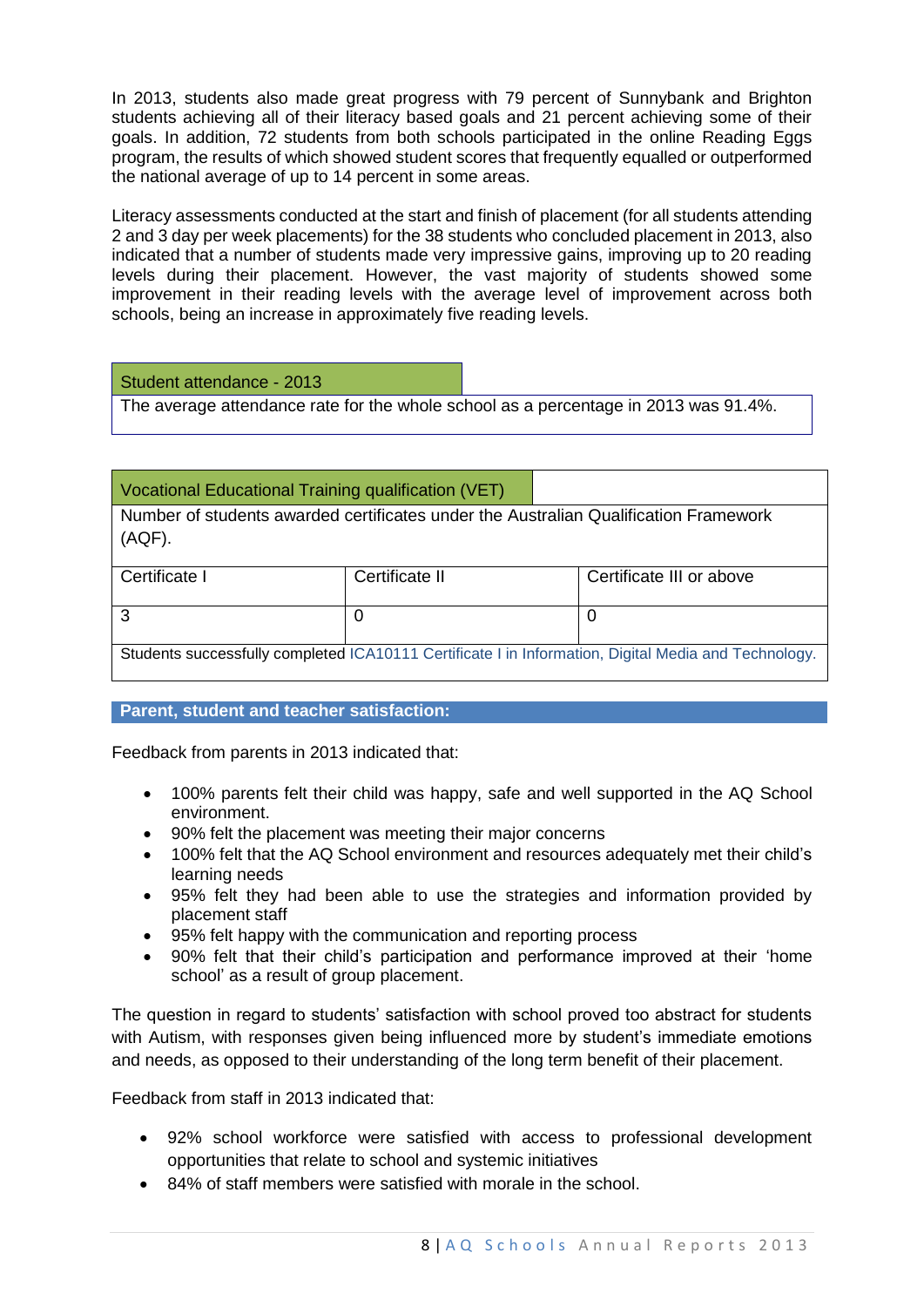In 2013, students also made great progress with 79 percent of Sunnybank and Brighton students achieving all of their literacy based goals and 21 percent achieving some of their goals. In addition, 72 students from both schools participated in the online Reading Eggs program, the results of which showed student scores that frequently equalled or outperformed the national average of up to 14 percent in some areas.

Literacy assessments conducted at the start and finish of placement (for all students attending 2 and 3 day per week placements) for the 38 students who concluded placement in 2013, also indicated that a number of students made very impressive gains, improving up to 20 reading levels during their placement. However, the vast majority of students showed some improvement in their reading levels with the average level of improvement across both schools, being an increase in approximately five reading levels.

| Student attendance - 2013 |
|---|
| The average attendance rate for the whole school as a percentage in 2013 was 91.4%. |

| Vocational Educational Training qualification (VET) | | |
|---|---|---|
| Number of students awarded certificates under the Australian Qualification Framework (AQF). | | |
| Certificate I | Certificate II | Certificate III or above |
| 3 | 0 | 0 |
| Students successfully completed ICA10111 Certificate I in Information, Digital Media and Technology. | | |

## Parent, student and teacher satisfaction:

Feedback from parents in 2013 indicated that:

- 100% parents felt their child was happy, safe and well supported in the AQ School environment.
- 90% felt the placement was meeting their major concerns
- 100% felt that the AQ School environment and resources adequately met their child's learning needs
- 95% felt they had been able to use the strategies and information provided by placement staff
- 95% felt happy with the communication and reporting process
- 90% felt that their child's participation and performance improved at their 'home school' as a result of group placement.

The question in regard to students' satisfaction with school proved too abstract for students with Autism, with responses given being influenced more by student's immediate emotions and needs, as opposed to their understanding of the long term benefit of their placement.

Feedback from staff in 2013 indicated that:

- 92% school workforce were satisfied with access to professional development opportunities that relate to school and systemic initiatives
- 84% of staff members were satisfied with morale in the school.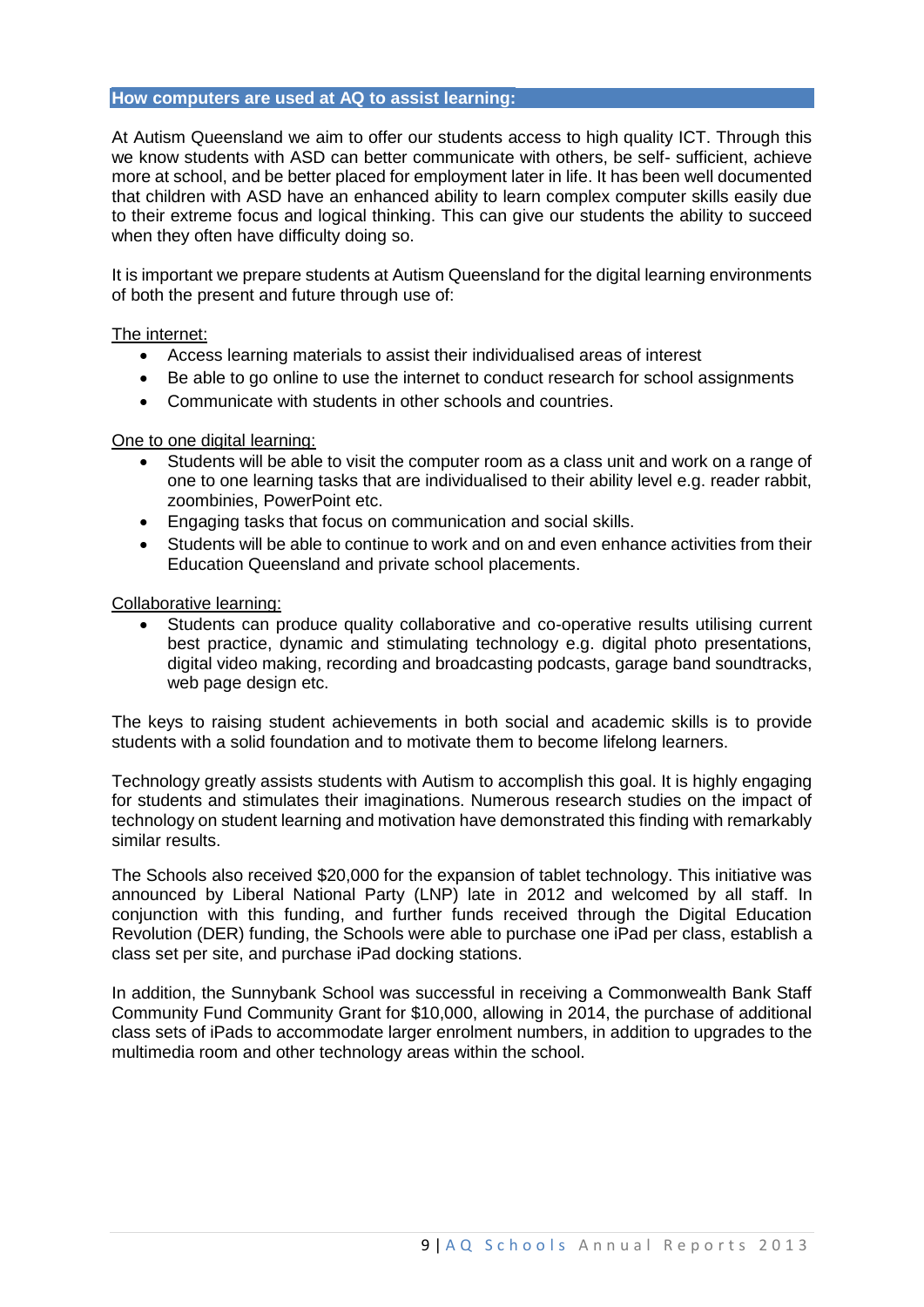## How computers are used at AQ to assist learning:

At Autism Queensland we aim to offer our students access to high quality ICT. Through this we know students with ASD can better communicate with others, be self- sufficient, achieve more at school, and be better placed for employment later in life. It has been well documented that children with ASD have an enhanced ability to learn complex computer skills easily due to their extreme focus and logical thinking. This can give our students the ability to succeed when they often have difficulty doing so.

It is important we prepare students at Autism Queensland for the digital learning environments of both the present and future through use of:

<u>The internet:</u>

- Access learning materials to assist their individualised areas of interest
- Be able to go online to use the internet to conduct research for school assignments
- Communicate with students in other schools and countries.

<u>One to one digital learning:</u>

- Students will be able to visit the computer room as a class unit and work on a range of one to one learning tasks that are individualised to their ability level e.g. reader rabbit, zoombinies, PowerPoint etc.
- Engaging tasks that focus on communication and social skills.
- Students will be able to continue to work and on and even enhance activities from their Education Queensland and private school placements.

<u>Collaborative learning:</u>

- Students can produce quality collaborative and co-operative results utilising current best practice, dynamic and stimulating technology e.g. digital photo presentations, digital video making, recording and broadcasting podcasts, garage band soundtracks, web page design etc.

The keys to raising student achievements in both social and academic skills is to provide students with a solid foundation and to motivate them to become lifelong learners.

Technology greatly assists students with Autism to accomplish this goal. It is highly engaging for students and stimulates their imaginations. Numerous research studies on the impact of technology on student learning and motivation have demonstrated this finding with remarkably similar results.

The Schools also received $20,000 for the expansion of tablet technology. This initiative was announced by Liberal National Party (LNP) late in 2012 and welcomed by all staff. In conjunction with this funding, and further funds received through the Digital Education Revolution (DER) funding, the Schools were able to purchase one iPad per class, establish a class set per site, and purchase iPad docking stations.

In addition, the Sunnybank School was successful in receiving a Commonwealth Bank Staff Community Fund Community Grant for $10,000, allowing in 2014, the purchase of additional class sets of iPads to accommodate larger enrolment numbers, in addition to upgrades to the multimedia room and other technology areas within the school.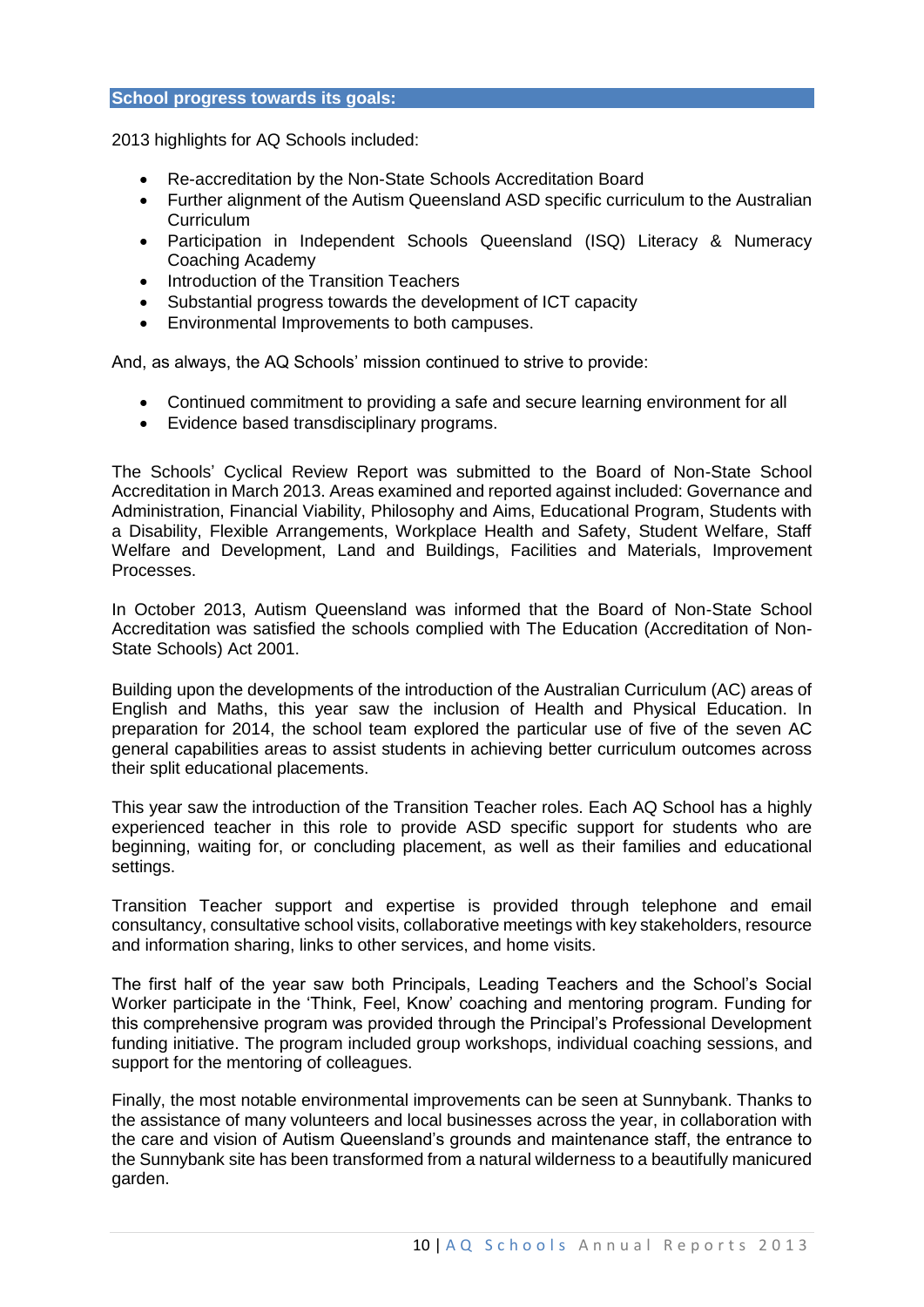## School progress towards its goals:

2013 highlights for AQ Schools included:

- Re-accreditation by the Non-State Schools Accreditation Board
- Further alignment of the Autism Queensland ASD specific curriculum to the Australian Curriculum
- Participation in Independent Schools Queensland (ISQ) Literacy & Numeracy Coaching Academy
- Introduction of the Transition Teachers
- Substantial progress towards the development of ICT capacity
- Environmental Improvements to both campuses.

And, as always, the AQ Schools' mission continued to strive to provide:

- Continued commitment to providing a safe and secure learning environment for all
- Evidence based transdisciplinary programs.

The Schools' Cyclical Review Report was submitted to the Board of Non-State School Accreditation in March 2013. Areas examined and reported against included: Governance and Administration, Financial Viability, Philosophy and Aims, Educational Program, Students with a Disability, Flexible Arrangements, Workplace Health and Safety, Student Welfare, Staff Welfare and Development, Land and Buildings, Facilities and Materials, Improvement Processes.

In October 2013, Autism Queensland was informed that the Board of Non-State School Accreditation was satisfied the schools complied with The Education (Accreditation of Non-State Schools) Act 2001.

Building upon the developments of the introduction of the Australian Curriculum (AC) areas of English and Maths, this year saw the inclusion of Health and Physical Education. In preparation for 2014, the school team explored the particular use of five of the seven AC general capabilities areas to assist students in achieving better curriculum outcomes across their split educational placements.

This year saw the introduction of the Transition Teacher roles. Each AQ School has a highly experienced teacher in this role to provide ASD specific support for students who are beginning, waiting for, or concluding placement, as well as their families and educational settings.

Transition Teacher support and expertise is provided through telephone and email consultancy, consultative school visits, collaborative meetings with key stakeholders, resource and information sharing, links to other services, and home visits.

The first half of the year saw both Principals, Leading Teachers and the School's Social Worker participate in the 'Think, Feel, Know' coaching and mentoring program. Funding for this comprehensive program was provided through the Principal's Professional Development funding initiative. The program included group workshops, individual coaching sessions, and support for the mentoring of colleagues.

Finally, the most notable environmental improvements can be seen at Sunnybank. Thanks to the assistance of many volunteers and local businesses across the year, in collaboration with the care and vision of Autism Queensland's grounds and maintenance staff, the entrance to the Sunnybank site has been transformed from a natural wilderness to a beautifully manicured garden.